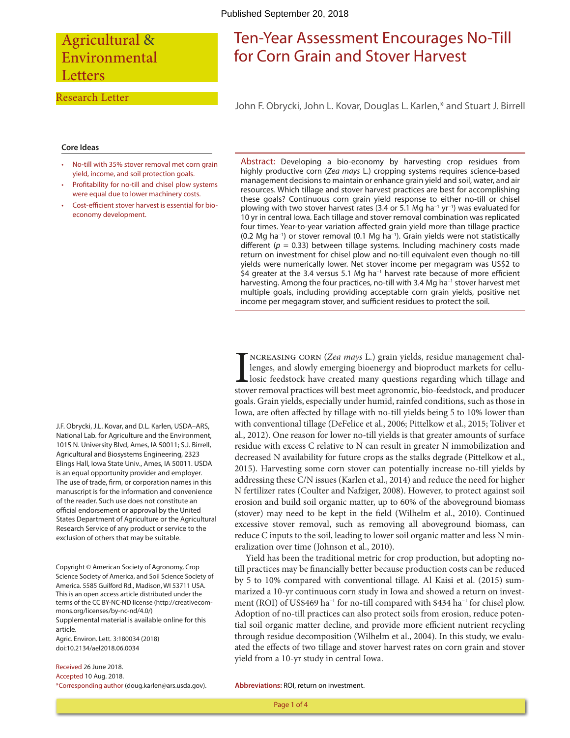Published September 20, 2018

Agricultural & Environmental Letters

Research Letter

# Ten-Year Assessment Encourages No-Till for Corn Grain and Stover Harvest

John F. Obrycki, John L. Kovar, Douglas L. Karlen,* and Stuart J. Birrell

### Core Ideas

- No-till with 35% stover removal met corn grain yield, income, and soil protection goals.
- Profitability for no-till and chisel plow systems were equal due to lower machinery costs.
- Cost-efficient stover harvest is essential for bio-economy development.

**Abstract:** Developing a bio-economy by harvesting crop residues from highly productive corn (*Zea mays* L.) cropping systems requires science-based management decisions to maintain or enhance grain yield and soil, water, and air resources. Which tillage and stover harvest practices are best for accomplishing these goals? Continuous corn grain yield response to either no-till or chisel plowing with two stover harvest rates (3.4 or 5.1 Mg ha$^{-1}$ yr$^{-1}$) was evaluated for 10 yr in central Iowa. Each tillage and stover removal combination was replicated four times. Year-to-year variation affected grain yield more than tillage practice (0.2 Mg ha$^{-1}$) or stover removal (0.1 Mg ha$^{-1}$). Grain yields were not statistically different ($p = 0.33$) between tillage systems. Including machinery costs made return on investment for chisel plow and no-till equivalent even though no-till yields were numerically lower. Net stover income per megagram was US$2 to $4 greater at the 3.4 versus 5.1 Mg ha$^{-1}$ harvest rate because of more efficient harvesting. Among the four practices, no-till with 3.4 Mg ha$^{-1}$ stover harvest met multiple goals, including providing acceptable corn grain yields, positive net income per megagram stover, and sufficient residues to protect the soil.

Increasing corn (*Zea mays* L.) grain yields, residue management challenges, and slowly emerging bioenergy and bioproduct markets for cellulosic feedstock have created many questions regarding which tillage and stover removal practices will best meet agronomic, bio-feedstock, and producer goals. Grain yields, especially under humid, rainfed conditions, such as those in Iowa, are often affected by tillage with no-till yields being 5 to 10% lower than with conventional tillage (DeFelice et al., 2006; Pittelkow et al., 2015; Toliver et al., 2012). One reason for lower no-till yields is that greater amounts of surface residue with excess C relative to N can result in greater N immobilization and decreased N availability for future crops as the stalks degrade (Pittelkow et al., 2015). Harvesting some corn stover can potentially increase no-till yields by addressing these C/N issues (Karlen et al., 2014) and reduce the need for higher N fertilizer rates (Coulter and Nafziger, 2008). However, to protect against soil erosion and build soil organic matter, up to 60% of the aboveground biomass (stover) may need to be kept in the field (Wilhelm et al., 2010). Continued excessive stover removal, such as removing all aboveground biomass, can reduce C inputs to the soil, leading to lower soil organic matter and less N mineralization over time (Johnson et al., 2010).

Yield has been the traditional metric for crop production, but adopting no-till practices may be financially better because production costs can be reduced by 5 to 10% compared with conventional tillage. Al Kaisi et al. (2015) summarized a 10-yr continuous corn study in Iowa and showed a return on investment (ROI) of US$469 ha$^{-1}$ for no-till compared with $434 ha$^{-1}$ for chisel plow. Adoption of no-till practices can also protect soils from erosion, reduce potential soil organic matter decline, and provide more efficient nutrient recycling through residue decomposition (Wilhelm et al., 2004). In this study, we evaluated the effects of two tillage and stover harvest rates on corn grain and stover yield from a 10-yr study in central Iowa.

**Abbreviations:** ROI, return on investment.

J.F. Obrycki, J.L. Kovar, and D.L. Karlen, USDA–ARS, National Lab. for Agriculture and the Environment, 1015 N. University Blvd, Ames, IA 50011; S.J. Birrell, Agricultural and Biosystems Engineering, 2323 Elings Hall, Iowa State Univ., Ames, IA 50011. USDA is an equal opportunity provider and employer. The use of trade, firm, or corporation names in this manuscript is for the information and convenience of the reader. Such use does not constitute an official endorsement or approval by the United States Department of Agriculture or the Agricultural Research Service of any product or service to the exclusion of others that may be suitable.

Copyright © American Society of Agronomy, Crop Science Society of America, and Soil Science Society of America. 5585 Guilford Rd., Madison, WI 53711 USA. This is an open access article distributed under the terms of the CC BY-NC-ND license (http://creativecommons.org/licenses/by-nc-nd/4.0/)

Supplemental material is available online for this article.

Agric. Environ. Lett. 3:180034 (2018)
doi:10.2134/ael2018.06.0034

Received 26 June 2018.
Accepted 10 Aug. 2018.
*Corresponding author (doug.karlen@ars.usda.gov).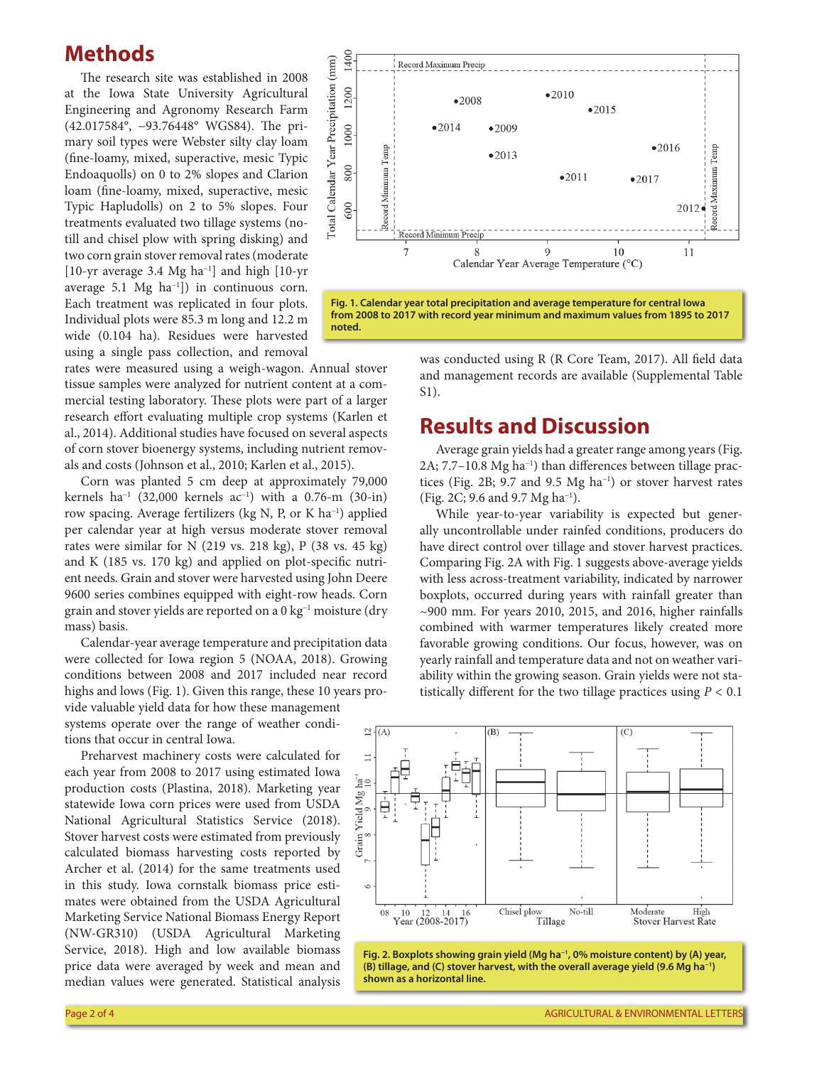## Methods

The research site was established in 2008 at the Iowa State University Agricultural Engineering and Agronomy Research Farm (42.017584°, −93.76448° WGS84). The primary soil types were Webster silty clay loam (fine-loamy, mixed, superactive, mesic Typic Endoaquolls) on 0 to 2% slopes and Clarion loam (fine-loamy, mixed, superactive, mesic Typic Hapludolls) on 2 to 5% slopes. Four treatments evaluated two tillage systems (no-till and chisel plow with spring disking) and two corn grain stover removal rates (moderate [10-yr average 3.4 Mg ha$^{-1}$] and high [10-yr average 5.1 Mg ha$^{-1}$]) in continuous corn. Each treatment was replicated in four plots. Individual plots were 85.3 m long and 12.2 m wide (0.104 ha). Residues were harvested using a single pass collection, and removal rates were measured using a weigh-wagon. Annual stover tissue samples were analyzed for nutrient content at a commercial testing laboratory. These plots were part of a larger research effort evaluating multiple crop systems (Karlen et al., 2014). Additional studies have focused on several aspects of corn stover bioenergy systems, including nutrient removals and costs (Johnson et al., 2010; Karlen et al., 2015).

Corn was planted 5 cm deep at approximately 79,000 kernels ha$^{-1}$ (32,000 kernels ac$^{-1}$) with a 0.76-m (30-in) row spacing. Average fertilizers (kg N, P, or K ha$^{-1}$) applied per calendar year at high versus moderate stover removal rates were similar for N (219 vs. 218 kg), P (38 vs. 45 kg) and K (185 vs. 170 kg) and applied on plot-specific nutrient needs. Grain and stover were harvested using John Deere 9600 series combines equipped with eight-row heads. Corn grain and stover yields are reported on a 0 kg$^{-1}$ moisture (dry mass) basis.

Calendar-year average temperature and precipitation data were collected for Iowa region 5 (NOAA, 2018). Growing conditions between 2008 and 2017 included near record highs and lows (Fig. 1). Given this range, these 10 years provide valuable yield data for how these management systems operate over the range of weather conditions that occur in central Iowa.

Preharvest machinery costs were calculated for each year from 2008 to 2017 using estimated Iowa production costs (Plastina, 2018). Marketing year statewide Iowa corn prices were used from USDA National Agricultural Statistics Service (2018). Stover harvest costs were estimated from previously calculated biomass harvesting costs reported by Archer et al. (2014) for the same treatments used in this study. Iowa cornstalk biomass price estimates were obtained from the USDA Agricultural Marketing Service National Biomass Energy Report (NW-GR310) (USDA Agricultural Marketing Service, 2018). High and low available biomass price data were averaged by week and mean and median values were generated. Statistical analysis was conducted using R (R Core Team, 2017). All field data and management records are available (Supplemental Table S1).

**Fig. 1. Calendar year total precipitation and average temperature for central Iowa from 2008 to 2017 with record year minimum and maximum values from 1895 to 2017 noted.**

## Results and Discussion

Average grain yields had a greater range among years (Fig. 2A; 7.7–10.8 Mg ha$^{-1}$) than differences between tillage practices (Fig. 2B; 9.7 and 9.5 Mg ha$^{-1}$) or stover harvest rates (Fig. 2C; 9.6 and 9.7 Mg ha$^{-1}$).

While year-to-year variability is expected but generally uncontrollable under rainfed conditions, producers do have direct control over tillage and stover harvest practices. Comparing Fig. 2A with Fig. 1 suggests above-average yields with less across-treatment variability, indicated by narrower boxplots, occurred during years with rainfall greater than ~900 mm. For years 2010, 2015, and 2016, higher rainfalls combined with warmer temperatures likely created more favorable growing conditions. Our focus, however, was on yearly rainfall and temperature data and not on weather variability within the growing season. Grain yields were not statistically different for the two tillage practices using $P < 0.1$

**Fig. 2. Boxplots showing grain yield (Mg ha$^{-1}$, 0% moisture content) by (A) year, (B) tillage, and (C) stover harvest, with the overall average yield (9.6 Mg ha$^{-1}$) shown as a horizontal line.**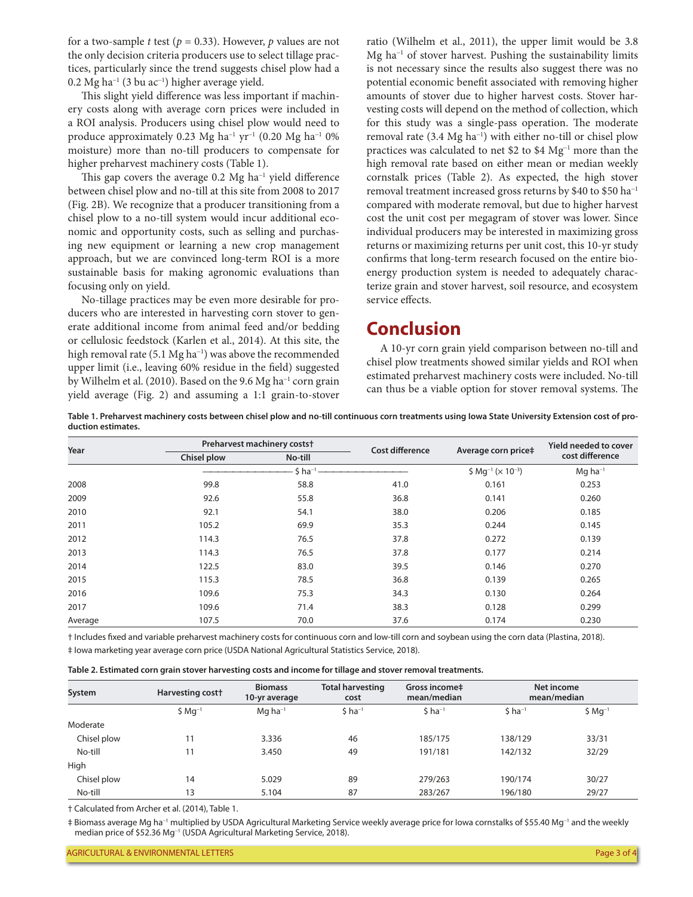for a two-sample *t* test ($p = 0.33$). However, *p* values are not the only decision criteria producers use to select tillage practices, particularly since the trend suggests chisel plow had a 0.2 Mg ha$^{-1}$ (3 bu ac$^{-1}$) higher average yield.

This slight yield difference was less important if machinery costs along with average corn prices were included in a ROI analysis. Producers using chisel plow would need to produce approximately 0.23 Mg ha$^{-1}$ yr$^{-1}$ (0.20 Mg ha$^{-1}$ 0% moisture) more than no-till producers to compensate for higher preharvest machinery costs (Table 1).

This gap covers the average 0.2 Mg ha$^{-1}$ yield difference between chisel plow and no-till at this site from 2008 to 2017 (Fig. 2B). We recognize that a producer transitioning from a chisel plow to a no-till system would incur additional economic and opportunity costs, such as selling and purchasing new equipment or learning a new crop management approach, but we are convinced long-term ROI is a more sustainable basis for making agronomic evaluations than focusing only on yield.

No-tillage practices may be even more desirable for producers who are interested in harvesting corn stover to generate additional income from animal feed and/or bedding or cellulosic feedstock (Karlen et al., 2014). At this site, the high removal rate (5.1 Mg ha$^{-1}$) was above the recommended upper limit (i.e., leaving 60% residue in the field) suggested by Wilhelm et al. (2010). Based on the 9.6 Mg ha$^{-1}$ corn grain yield average (Fig. 2) and assuming a 1:1 grain-to-stover ratio (Wilhelm et al., 2011), the upper limit would be 3.8 Mg ha$^{-1}$ of stover harvest. Pushing the sustainability limits is not necessary since the results also suggest there was no potential economic benefit associated with removing higher amounts of stover due to higher harvest costs. Stover harvesting costs will depend on the method of collection, which for this study was a single-pass operation. The moderate removal rate (3.4 Mg ha$^{-1}$) with either no-till or chisel plow practices was calculated to net \$2 to \$4 Mg$^{-1}$ more than the high removal rate based on either mean or median weekly cornstalk prices (Table 2). As expected, the high stover removal treatment increased gross returns by \$40 to \$50 ha$^{-1}$ compared with moderate removal, but due to higher harvest cost the unit cost per megagram of stover was lower. Since individual producers may be interested in maximizing gross returns or maximizing returns per unit cost, this 10-yr study confirms that long-term research focused on the entire bioenergy production system is needed to adequately characterize grain and stover harvest, soil resource, and ecosystem service effects.

# Conclusion

A 10-yr corn grain yield comparison between no-till and chisel plow treatments showed similar yields and ROI when estimated preharvest machinery costs were included. No-till can thus be a viable option for stover removal systems. The

**Table 1. Preharvest machinery costs between chisel plow and no-till continuous corn treatments using Iowa State University Extension cost of production estimates.**

| Year | Preharvest machinery costs† | | Cost difference | Average corn price‡ | Yield needed to cover cost difference |
|---|---|---|---|---|---|
| | Chisel plow | No-till | | | |
| | \$ ha$^{-1}$ | | | \$ Mg$^{-1}$ (× 10$^{-3}$) | Mg ha$^{-1}$ |
| 2008 | 99.8 | 58.8 | 41.0 | 0.161 | 0.253 |
| 2009 | 92.6 | 55.8 | 36.8 | 0.141 | 0.260 |
| 2010 | 92.1 | 54.1 | 38.0 | 0.206 | 0.185 |
| 2011 | 105.2 | 69.9 | 35.3 | 0.244 | 0.145 |
| 2012 | 114.3 | 76.5 | 37.8 | 0.272 | 0.139 |
| 2013 | 114.3 | 76.5 | 37.8 | 0.177 | 0.214 |
| 2014 | 122.5 | 83.0 | 39.5 | 0.146 | 0.270 |
| 2015 | 115.3 | 78.5 | 36.8 | 0.139 | 0.265 |
| 2016 | 109.6 | 75.3 | 34.3 | 0.130 | 0.264 |
| 2017 | 109.6 | 71.4 | 38.3 | 0.128 | 0.299 |
| Average | 107.5 | 70.0 | 37.6 | 0.174 | 0.230 |

† Includes fixed and variable preharvest machinery costs for continuous corn and low-till corn and soybean using the corn data (Plastina, 2018).

‡ Iowa marketing year average corn price (USDA National Agricultural Statistics Service, 2018).

**Table 2. Estimated corn grain stover harvesting costs and income for tillage and stover removal treatments.**

| System | Harvesting cost† | Biomass 10-yr average | Total harvesting cost | Gross income‡ mean/median | Net income mean/median | |
|---|---|---|---|---|---|---|
| | \$ Mg$^{-1}$ | Mg ha$^{-1}$ | \$ ha$^{-1}$ | \$ ha$^{-1}$ | \$ ha$^{-1}$ | \$ Mg$^{-1}$ |
| Moderate | | | | | | |
| Chisel plow | 11 | 3.336 | 46 | 185/175 | 138/129 | 33/31 |
| No-till | 11 | 3.450 | 49 | 191/181 | 142/132 | 32/29 |
| High | | | | | | |
| Chisel plow | 14 | 5.029 | 89 | 279/263 | 190/174 | 30/27 |
| No-till | 13 | 5.104 | 87 | 283/267 | 196/180 | 29/27 |

† Calculated from Archer et al. (2014), Table 1.

‡ Biomass average Mg ha$^{-1}$ multiplied by USDA Agricultural Marketing Service weekly average price for Iowa cornstalks of \$55.40 Mg$^{-1}$ and the weekly median price of \$52.36 Mg$^{-1}$ (USDA Agricultural Marketing Service, 2018).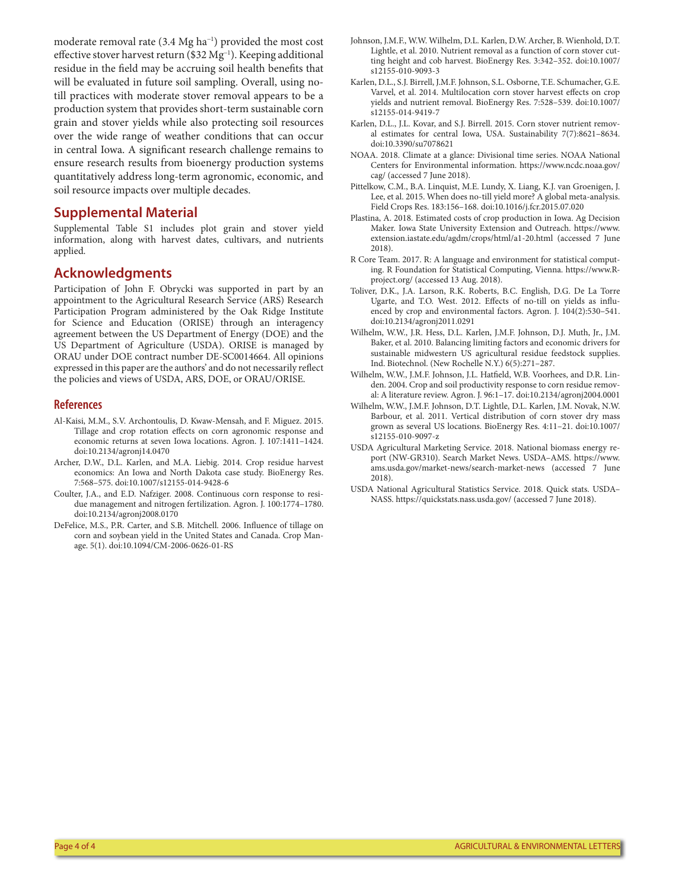moderate removal rate (3.4 Mg ha$^{-1}$) provided the most cost effective stover harvest return (\$32 Mg$^{-1}$). Keeping additional residue in the field may be accruing soil health benefits that will be evaluated in future soil sampling. Overall, using no-till practices with moderate stover removal appears to be a production system that provides short-term sustainable corn grain and stover yields while also protecting soil resources over the wide range of weather conditions that can occur in central Iowa. A significant research challenge remains to ensure research results from bioenergy production systems quantitatively address long-term agronomic, economic, and soil resource impacts over multiple decades.

## Supplemental Material

Supplemental Table S1 includes plot grain and stover yield information, along with harvest dates, cultivars, and nutrients applied.

## Acknowledgments

Participation of John F. Obrycki was supported in part by an appointment to the Agricultural Research Service (ARS) Research Participation Program administered by the Oak Ridge Institute for Science and Education (ORISE) through an interagency agreement between the US Department of Energy (DOE) and the US Department of Agriculture (USDA). ORISE is managed by ORAU under DOE contract number DE-SC0014664. All opinions expressed in this paper are the authors' and do not necessarily reflect the policies and views of USDA, ARS, DOE, or ORAU/ORISE.

### References

Al-Kaisi, M.M., S.V. Archontoulis, D. Kwaw-Mensah, and F. Miguez. 2015. Tillage and crop rotation effects on corn agronomic response and economic returns at seven Iowa locations. Agron. J. 107:1411–1424. doi:10.2134/agronj14.0470

Archer, D.W., D.L. Karlen, and M.A. Liebig. 2014. Crop residue harvest economics: An Iowa and North Dakota case study. BioEnergy Res. 7:568–575. doi:10.1007/s12155-014-9428-6

Coulter, J.A., and E.D. Nafziger. 2008. Continuous corn response to residue management and nitrogen fertilization. Agron. J. 100:1774–1780. doi:10.2134/agronj2008.0170

DeFelice, M.S., P.R. Carter, and S.B. Mitchell. 2006. Influence of tillage on corn and soybean yield in the United States and Canada. Crop Manage. 5(1). doi:10.1094/CM-2006-0626-01-RS

Johnson, J.M.F., W.W. Wilhelm, D.L. Karlen, D.W. Archer, B. Wienhold, D.T. Lightle, et al. 2010. Nutrient removal as a function of corn stover cutting height and cob harvest. BioEnergy Res. 3:342–352. doi:10.1007/s12155-010-9093-3

Karlen, D.L., S.J. Birrell, J.M.F. Johnson, S.L. Osborne, T.E. Schumacher, G.E. Varvel, et al. 2014. Multilocation corn stover harvest effects on crop yields and nutrient removal. BioEnergy Res. 7:528–539. doi:10.1007/s12155-014-9419-7

Karlen, D.L., J.L. Kovar, and S.J. Birrell. 2015. Corn stover nutrient removal estimates for central Iowa, USA. Sustainability 7(7):8621–8634. doi:10.3390/su7078621

NOAA. 2018. Climate at a glance: Divisional time series. NOAA National Centers for Environmental information. https://www.ncdc.noaa.gov/cag/ (accessed 7 June 2018).

Pittelkow, C.M., B.A. Linquist, M.E. Lundy, X. Liang, K.J. van Groenigen, J. Lee, et al. 2015. When does no-till yield more? A global meta-analysis. Field Crops Res. 183:156–168. doi:10.1016/j.fcr.2015.07.020

Plastina, A. 2018. Estimated costs of crop production in Iowa. Ag Decision Maker. Iowa State University Extension and Outreach. https://www.extension.iastate.edu/agdm/crops/html/a1-20.html (accessed 7 June 2018).

R Core Team. 2017. R: A language and environment for statistical computing. R Foundation for Statistical Computing, Vienna. https://www.R-project.org/ (accessed 13 Aug. 2018).

Toliver, D.K., J.A. Larson, R.K. Roberts, B.C. English, D.G. De La Torre Ugarte, and T.O. West. 2012. Effects of no-till on yields as influenced by crop and environmental factors. Agron. J. 104(2):530–541. doi:10.2134/agronj2011.0291

Wilhelm, W.W., J.R. Hess, D.L. Karlen, J.M.F. Johnson, D.J. Muth, Jr., J.M. Baker, et al. 2010. Balancing limiting factors and economic drivers for sustainable midwestern US agricultural residue feedstock supplies. Ind. Biotechnol. (New Rochelle N.Y.) 6(5):271–287.

Wilhelm, W.W., J.M.F. Johnson, J.L. Hatfield, W.B. Voorhees, and D.R. Linden. 2004. Crop and soil productivity response to corn residue removal: A literature review. Agron. J. 96:1–17. doi:10.2134/agronj2004.0001

Wilhelm, W.W., J.M.F. Johnson, D.T. Lightle, D.L. Karlen, J.M. Novak, N.W. Barbour, et al. 2011. Vertical distribution of corn stover dry mass grown as several US locations. BioEnergy Res. 4:11–21. doi:10.1007/s12155-010-9097-z

USDA Agricultural Marketing Service. 2018. National biomass energy report (NW-GR310). Search Market News. USDA–AMS. https://www.ams.usda.gov/market-news/search-market-news (accessed 7 June 2018).

USDA National Agricultural Statistics Service. 2018. Quick stats. USDA–NASS. https://quickstats.nass.usda.gov/ (accessed 7 June 2018).